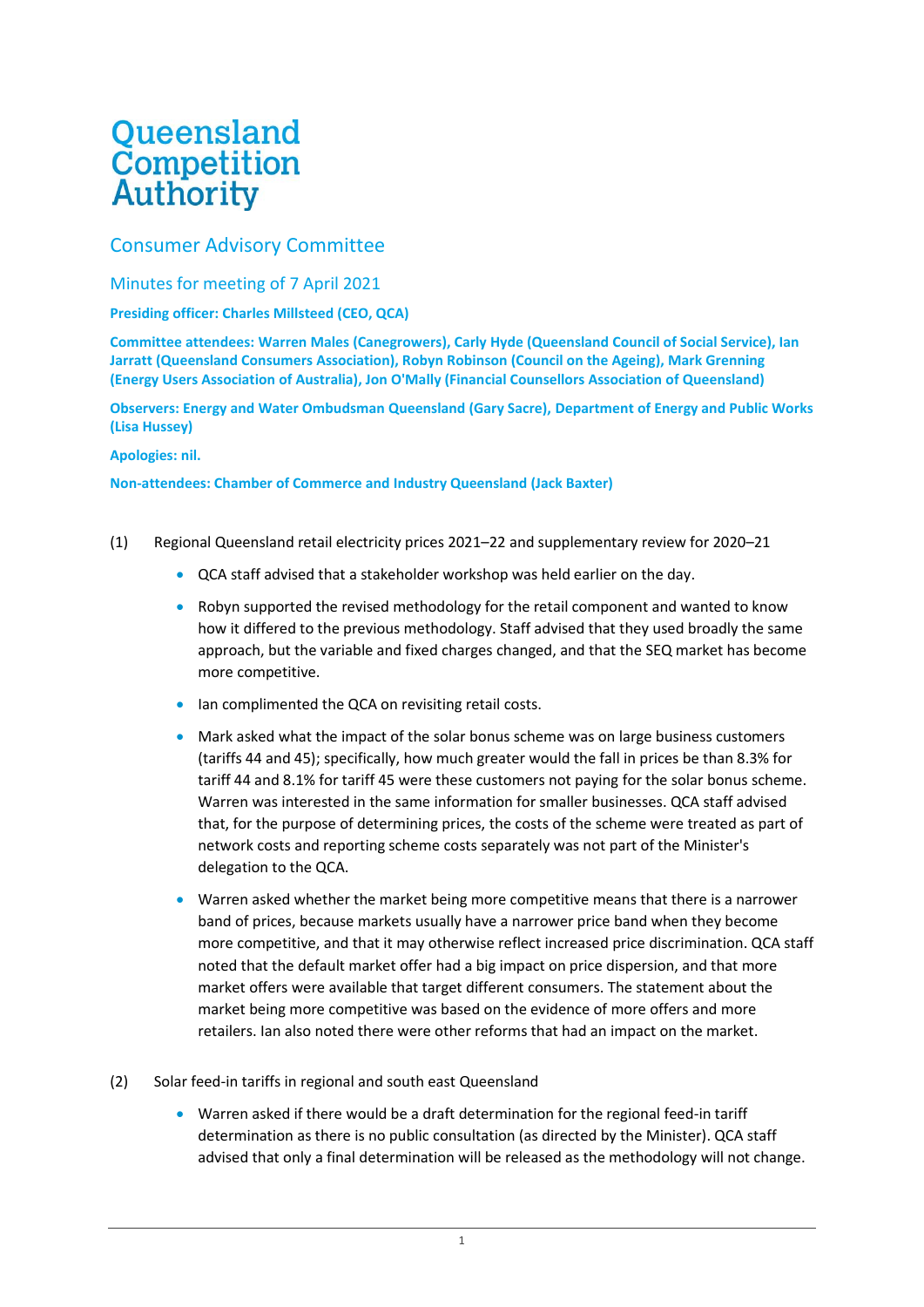# Queensland Competition Authority

## Consumer Advisory Committee

### Minutes for meeting of 7 April 2021

**Presiding officer: Charles Millsteed (CEO, QCA)**

**Committee attendees: Warren Males (Canegrowers), Carly Hyde (Queensland Council of Social Service), Ian Jarratt (Queensland Consumers Association), Robyn Robinson (Council on the Ageing), Mark Grenning (Energy Users Association of Australia), Jon O'Mally (Financial Counsellors Association of Queensland)**

**Observers: Energy and Water Ombudsman Queensland (Gary Sacre), Department of Energy and Public Works (Lisa Hussey)**

**Apologies: nil.**

**Non-attendees: Chamber of Commerce and Industry Queensland (Jack Baxter)**

(1) Regional Queensland retail electricity prices 2021–22 and supplementary review for 2020–21

- QCA staff advised that a stakeholder workshop was held earlier on the day.
- Robyn supported the revised methodology for the retail component and wanted to know how it differed to the previous methodology. Staff advised that they used broadly the same approach, but the variable and fixed charges changed, and that the SEQ market has become more competitive.
- Ian complimented the QCA on revisiting retail costs.
- Mark asked what the impact of the solar bonus scheme was on large business customers (tariffs 44 and 45); specifically, how much greater would the fall in prices be than 8.3% for tariff 44 and 8.1% for tariff 45 were these customers not paying for the solar bonus scheme. Warren was interested in the same information for smaller businesses. QCA staff advised that, for the purpose of determining prices, the costs of the scheme were treated as part of network costs and reporting scheme costs separately was not part of the Minister's delegation to the QCA.
- Warren asked whether the market being more competitive means that there is a narrower band of prices, because markets usually have a narrower price band when they become more competitive, and that it may otherwise reflect increased price discrimination. QCA staff noted that the default market offer had a big impact on price dispersion, and that more market offers were available that target different consumers. The statement about the market being more competitive was based on the evidence of more offers and more retailers. Ian also noted there were other reforms that had an impact on the market.

(2) Solar feed-in tariffs in regional and south east Queensland

- Warren asked if there would be a draft determination for the regional feed-in tariff determination as there is no public consultation (as directed by the Minister). QCA staff advised that only a final determination will be released as the methodology will not change.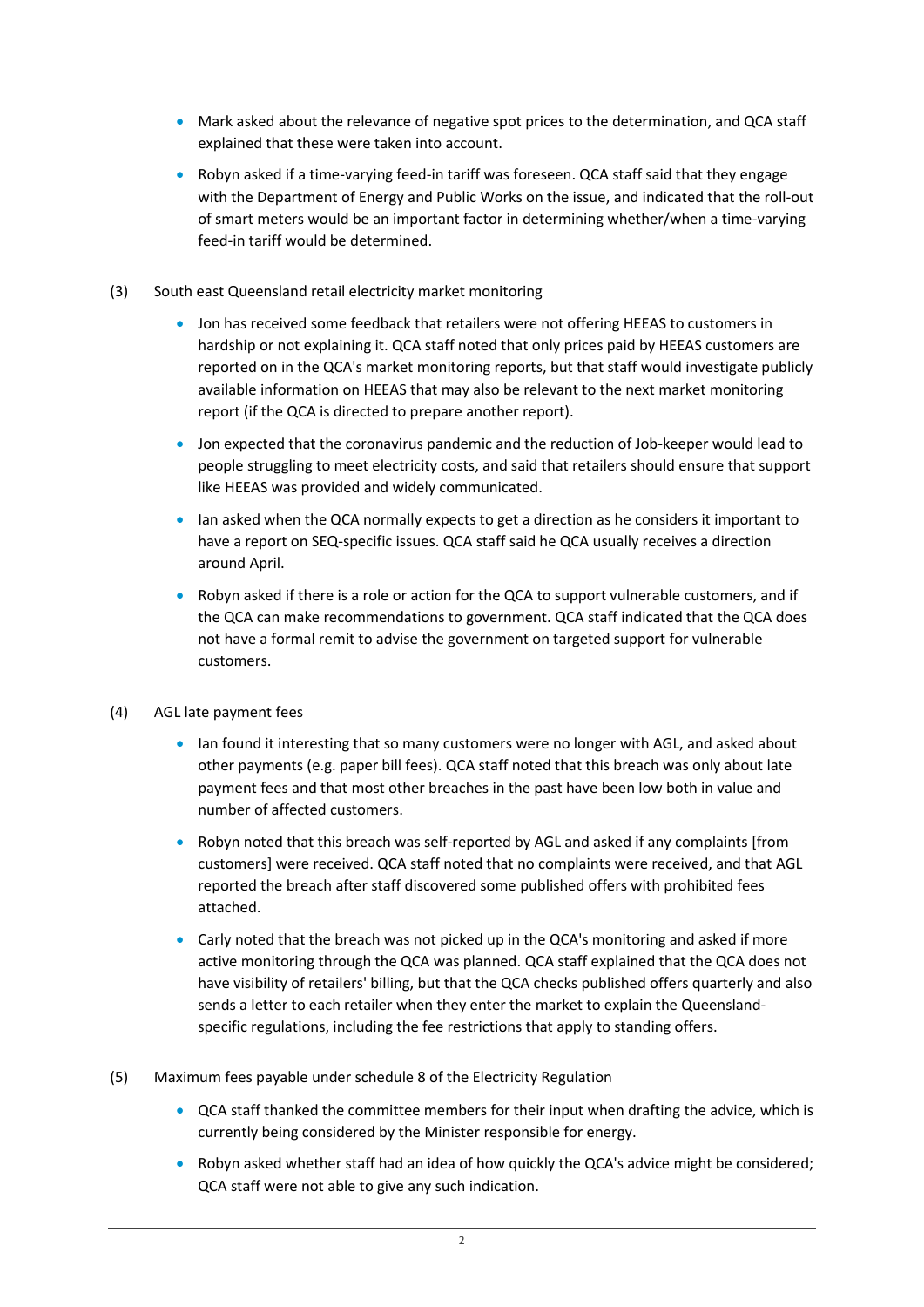- Mark asked about the relevance of negative spot prices to the determination, and QCA staff explained that these were taken into account.
- Robyn asked if a time-varying feed-in tariff was foreseen. QCA staff said that they engage with the Department of Energy and Public Works on the issue, and indicated that the roll-out of smart meters would be an important factor in determining whether/when a time-varying feed-in tariff would be determined.

(3) South east Queensland retail electricity market monitoring

- Jon has received some feedback that retailers were not offering HEEAS to customers in hardship or not explaining it. QCA staff noted that only prices paid by HEEAS customers are reported on in the QCA's market monitoring reports, but that staff would investigate publicly available information on HEEAS that may also be relevant to the next market monitoring report (if the QCA is directed to prepare another report).
- Jon expected that the coronavirus pandemic and the reduction of Job-keeper would lead to people struggling to meet electricity costs, and said that retailers should ensure that support like HEEAS was provided and widely communicated.
- Ian asked when the QCA normally expects to get a direction as he considers it important to have a report on SEQ-specific issues. QCA staff said he QCA usually receives a direction around April.
- Robyn asked if there is a role or action for the QCA to support vulnerable customers, and if the QCA can make recommendations to government. QCA staff indicated that the QCA does not have a formal remit to advise the government on targeted support for vulnerable customers.

(4) AGL late payment fees

- Ian found it interesting that so many customers were no longer with AGL, and asked about other payments (e.g. paper bill fees). QCA staff noted that this breach was only about late payment fees and that most other breaches in the past have been low both in value and number of affected customers.
- Robyn noted that this breach was self-reported by AGL and asked if any complaints [from customers] were received. QCA staff noted that no complaints were received, and that AGL reported the breach after staff discovered some published offers with prohibited fees attached.
- Carly noted that the breach was not picked up in the QCA's monitoring and asked if more active monitoring through the QCA was planned. QCA staff explained that the QCA does not have visibility of retailers' billing, but that the QCA checks published offers quarterly and also sends a letter to each retailer when they enter the market to explain the Queensland-specific regulations, including the fee restrictions that apply to standing offers.

(5) Maximum fees payable under schedule 8 of the Electricity Regulation

- QCA staff thanked the committee members for their input when drafting the advice, which is currently being considered by the Minister responsible for energy.
- Robyn asked whether staff had an idea of how quickly the QCA's advice might be considered; QCA staff were not able to give any such indication.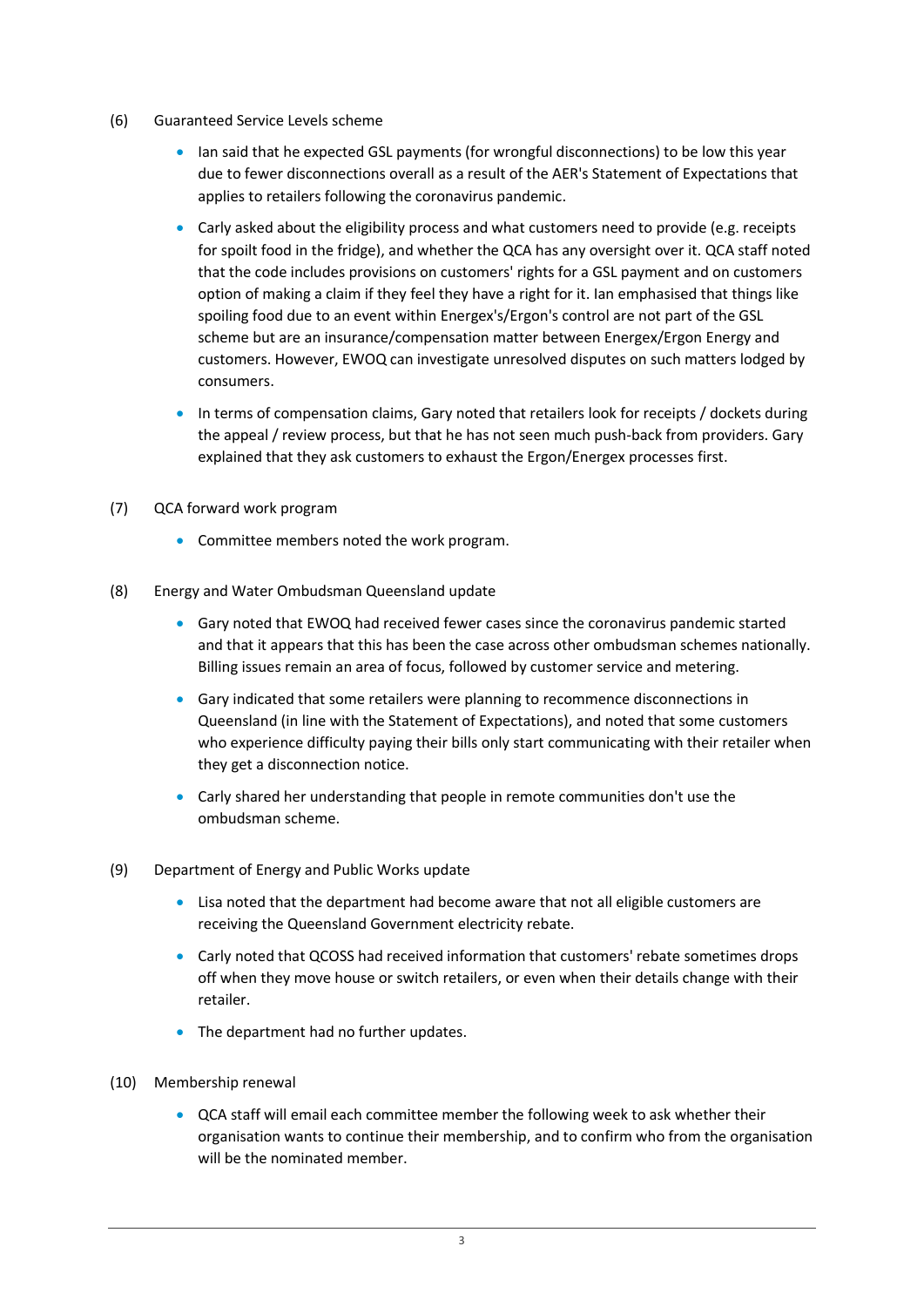(6) Guaranteed Service Levels scheme

- Ian said that he expected GSL payments (for wrongful disconnections) to be low this year due to fewer disconnections overall as a result of the AER's Statement of Expectations that applies to retailers following the coronavirus pandemic.
- Carly asked about the eligibility process and what customers need to provide (e.g. receipts for spoilt food in the fridge), and whether the QCA has any oversight over it. QCA staff noted that the code includes provisions on customers' rights for a GSL payment and on customers option of making a claim if they feel they have a right for it. Ian emphasised that things like spoiling food due to an event within Energex's/Ergon's control are not part of the GSL scheme but are an insurance/compensation matter between Energex/Ergon Energy and customers. However, EWOQ can investigate unresolved disputes on such matters lodged by consumers.
- In terms of compensation claims, Gary noted that retailers look for receipts / dockets during the appeal / review process, but that he has not seen much push-back from providers. Gary explained that they ask customers to exhaust the Ergon/Energex processes first.

(7) QCA forward work program

- Committee members noted the work program.

(8) Energy and Water Ombudsman Queensland update

- Gary noted that EWOQ had received fewer cases since the coronavirus pandemic started and that it appears that this has been the case across other ombudsman schemes nationally. Billing issues remain an area of focus, followed by customer service and metering.
- Gary indicated that some retailers were planning to recommence disconnections in Queensland (in line with the Statement of Expectations), and noted that some customers who experience difficulty paying their bills only start communicating with their retailer when they get a disconnection notice.
- Carly shared her understanding that people in remote communities don't use the ombudsman scheme.

(9) Department of Energy and Public Works update

- Lisa noted that the department had become aware that not all eligible customers are receiving the Queensland Government electricity rebate.
- Carly noted that QCOSS had received information that customers' rebate sometimes drops off when they move house or switch retailers, or even when their details change with their retailer.
- The department had no further updates.

(10) Membership renewal

- QCA staff will email each committee member the following week to ask whether their organisation wants to continue their membership, and to confirm who from the organisation will be the nominated member.